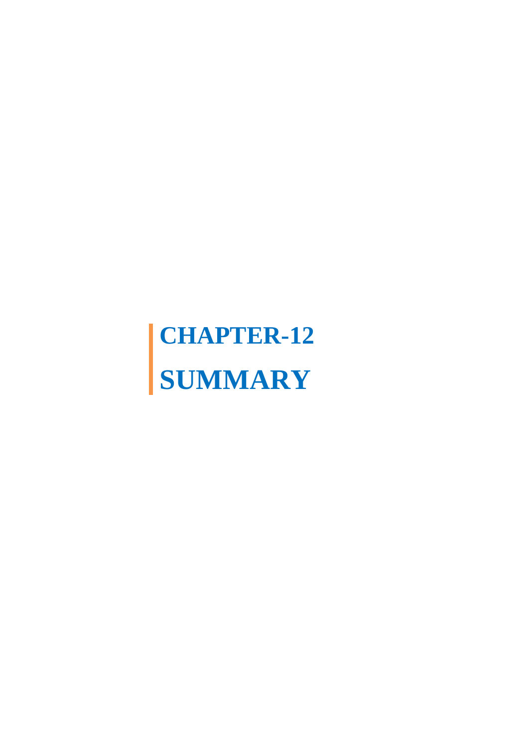# CHAPTER-12

# SUMMARY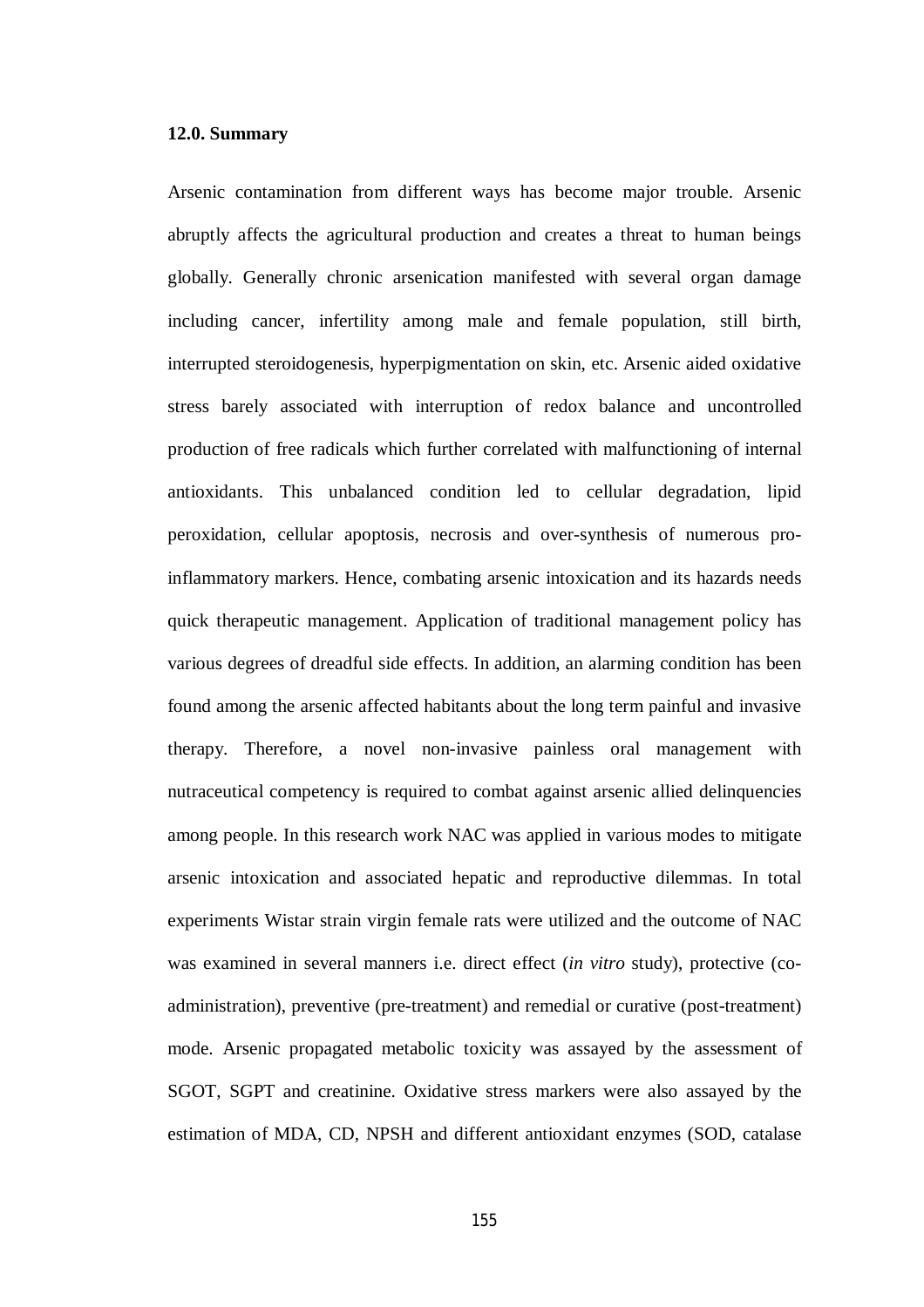### 12.0. Summary

Arsenic contamination from different ways has become major trouble. Arsenic abruptly affects the agricultural production and creates a threat to human beings globally. Generally chronic arsenication manifested with several organ damage including cancer, infertility among male and female population, still birth, interrupted steroidogenesis, hyperpigmentation on skin, etc. Arsenic aided oxidative stress barely associated with interruption of redox balance and uncontrolled production of free radicals which further correlated with malfunctioning of internal antioxidants. This unbalanced condition led to cellular degradation, lipid peroxidation, cellular apoptosis, necrosis and over-synthesis of numerous pro-inflammatory markers. Hence, combating arsenic intoxication and its hazards needs quick therapeutic management. Application of traditional management policy has various degrees of dreadful side effects. In addition, an alarming condition has been found among the arsenic affected habitants about the long term painful and invasive therapy. Therefore, a novel non-invasive painless oral management with nutraceutical competency is required to combat against arsenic allied delinquencies among people. In this research work NAC was applied in various modes to mitigate arsenic intoxication and associated hepatic and reproductive dilemmas. In total experiments Wistar strain virgin female rats were utilized and the outcome of NAC was examined in several manners i.e. direct effect (*in vitro* study), protective (co-administration), preventive (pre-treatment) and remedial or curative (post-treatment) mode. Arsenic propagated metabolic toxicity was assayed by the assessment of SGOT, SGPT and creatinine. Oxidative stress markers were also assayed by the estimation of MDA, CD, NPSH and different antioxidant enzymes (SOD, catalase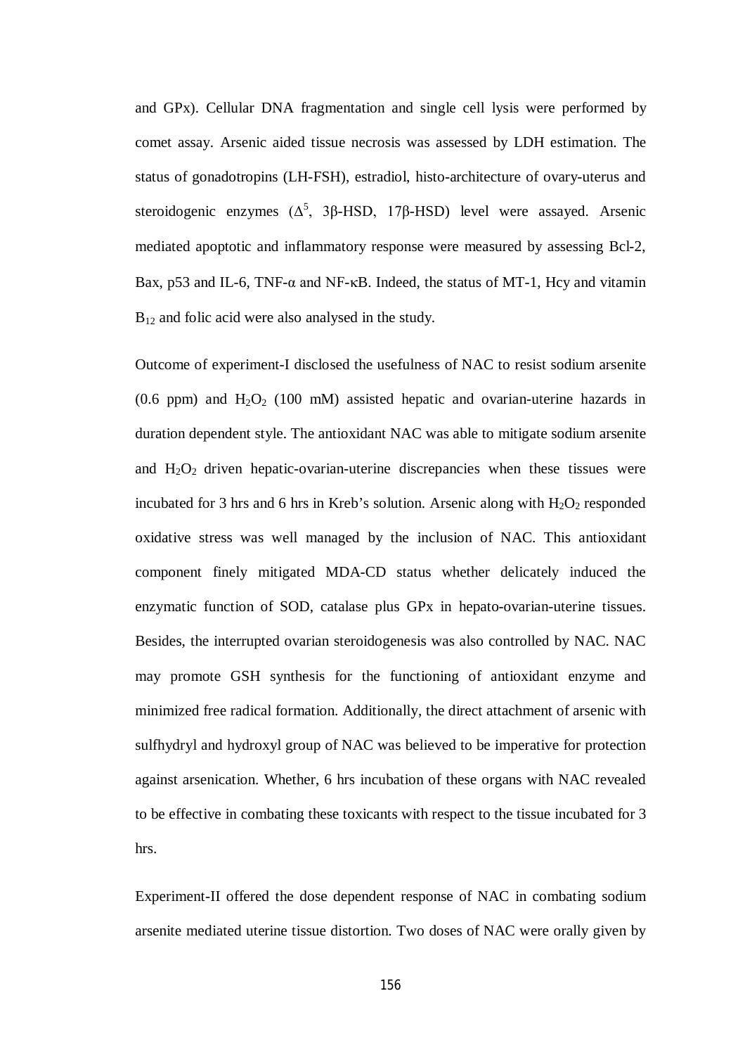and GPx). Cellular DNA fragmentation and single cell lysis were performed by comet assay. Arsenic aided tissue necrosis was assessed by LDH estimation. The status of gonadotropins (LH-FSH), estradiol, histo-architecture of ovary-uterus and steroidogenic enzymes ($\Delta^5$, 3β-HSD, 17β-HSD) level were assayed. Arsenic mediated apoptotic and inflammatory response were measured by assessing Bcl-2, Bax, p53 and IL-6, TNF-α and NF-κB. Indeed, the status of MT-1, Hcy and vitamin $B_{12}$ and folic acid were also analysed in the study.

Outcome of experiment-I disclosed the usefulness of NAC to resist sodium arsenite (0.6 ppm) and $H_2O_2$ (100 mM) assisted hepatic and ovarian-uterine hazards in duration dependent style. The antioxidant NAC was able to mitigate sodium arsenite and $H_2O_2$ driven hepatic-ovarian-uterine discrepancies when these tissues were incubated for 3 hrs and 6 hrs in Kreb's solution. Arsenic along with $H_2O_2$ responded oxidative stress was well managed by the inclusion of NAC. This antioxidant component finely mitigated MDA-CD status whether delicately induced the enzymatic function of SOD, catalase plus GPx in hepato-ovarian-uterine tissues. Besides, the interrupted ovarian steroidogenesis was also controlled by NAC. NAC may promote GSH synthesis for the functioning of antioxidant enzyme and minimized free radical formation. Additionally, the direct attachment of arsenic with sulfhydryl and hydroxyl group of NAC was believed to be imperative for protection against arsenication. Whether, 6 hrs incubation of these organs with NAC revealed to be effective in combating these toxicants with respect to the tissue incubated for 3 hrs.

Experiment-II offered the dose dependent response of NAC in combating sodium arsenite mediated uterine tissue distortion. Two doses of NAC were orally given by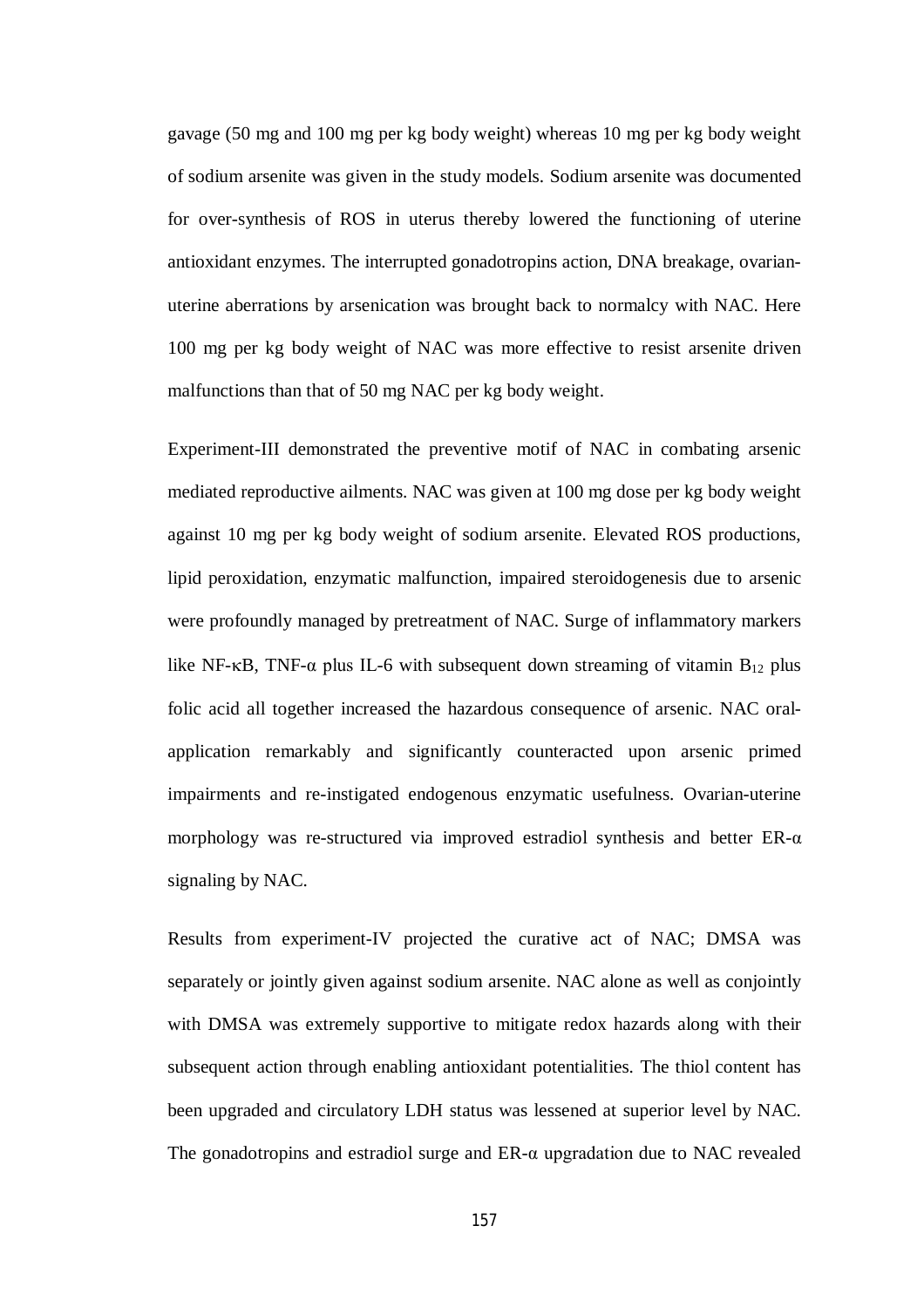gavage (50 mg and 100 mg per kg body weight) whereas 10 mg per kg body weight of sodium arsenite was given in the study models. Sodium arsenite was documented for over-synthesis of ROS in uterus thereby lowered the functioning of uterine antioxidant enzymes. The interrupted gonadotropins action, DNA breakage, ovarian-uterine aberrations by arsenication was brought back to normalcy with NAC. Here 100 mg per kg body weight of NAC was more effective to resist arsenite driven malfunctions than that of 50 mg NAC per kg body weight.

Experiment-III demonstrated the preventive motif of NAC in combating arsenic mediated reproductive ailments. NAC was given at 100 mg dose per kg body weight against 10 mg per kg body weight of sodium arsenite. Elevated ROS productions, lipid peroxidation, enzymatic malfunction, impaired steroidogenesis due to arsenic were profoundly managed by pretreatment of NAC. Surge of inflammatory markers like NF-κB, TNF-α plus IL-6 with subsequent down streaming of vitamin $B_{12}$ plus folic acid all together increased the hazardous consequence of arsenic. NAC oral-application remarkably and significantly counteracted upon arsenic primed impairments and re-instigated endogenous enzymatic usefulness. Ovarian-uterine morphology was re-structured via improved estradiol synthesis and better ER-α signaling by NAC.

Results from experiment-IV projected the curative act of NAC; DMSA was separately or jointly given against sodium arsenite. NAC alone as well as conjointly with DMSA was extremely supportive to mitigate redox hazards along with their subsequent action through enabling antioxidant potentialities. The thiol content has been upgraded and circulatory LDH status was lessened at superior level by NAC. The gonadotropins and estradiol surge and ER-α upgradation due to NAC revealed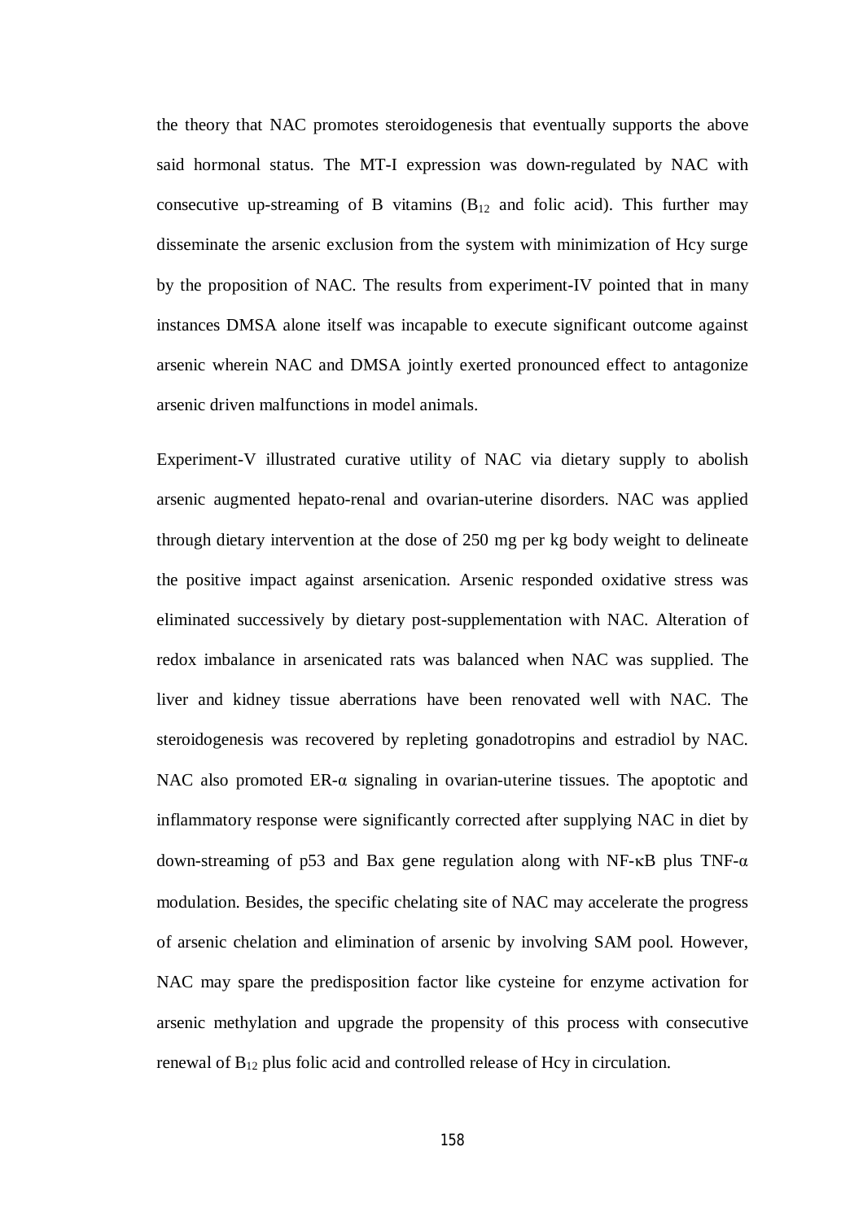the theory that NAC promotes steroidogenesis that eventually supports the above said hormonal status. The MT-I expression was down-regulated by NAC with consecutive up-streaming of B vitamins ($B_{12}$ and folic acid). This further may disseminate the arsenic exclusion from the system with minimization of Hcy surge by the proposition of NAC. The results from experiment-IV pointed that in many instances DMSA alone itself was incapable to execute significant outcome against arsenic wherein NAC and DMSA jointly exerted pronounced effect to antagonize arsenic driven malfunctions in model animals.

Experiment-V illustrated curative utility of NAC via dietary supply to abolish arsenic augmented hepato-renal and ovarian-uterine disorders. NAC was applied through dietary intervention at the dose of 250 mg per kg body weight to delineate the positive impact against arsenication. Arsenic responded oxidative stress was eliminated successively by dietary post-supplementation with NAC. Alteration of redox imbalance in arsenicated rats was balanced when NAC was supplied. The liver and kidney tissue aberrations have been renovated well with NAC. The steroidogenesis was recovered by repleting gonadotropins and estradiol by NAC. NAC also promoted ER-$\alpha$ signaling in ovarian-uterine tissues. The apoptotic and inflammatory response were significantly corrected after supplying NAC in diet by down-streaming of p53 and Bax gene regulation along with NF-$\kappa$B plus TNF-$\alpha$ modulation. Besides, the specific chelating site of NAC may accelerate the progress of arsenic chelation and elimination of arsenic by involving SAM pool. However, NAC may spare the predisposition factor like cysteine for enzyme activation for arsenic methylation and upgrade the propensity of this process with consecutive renewal of $B_{12}$ plus folic acid and controlled release of Hcy in circulation.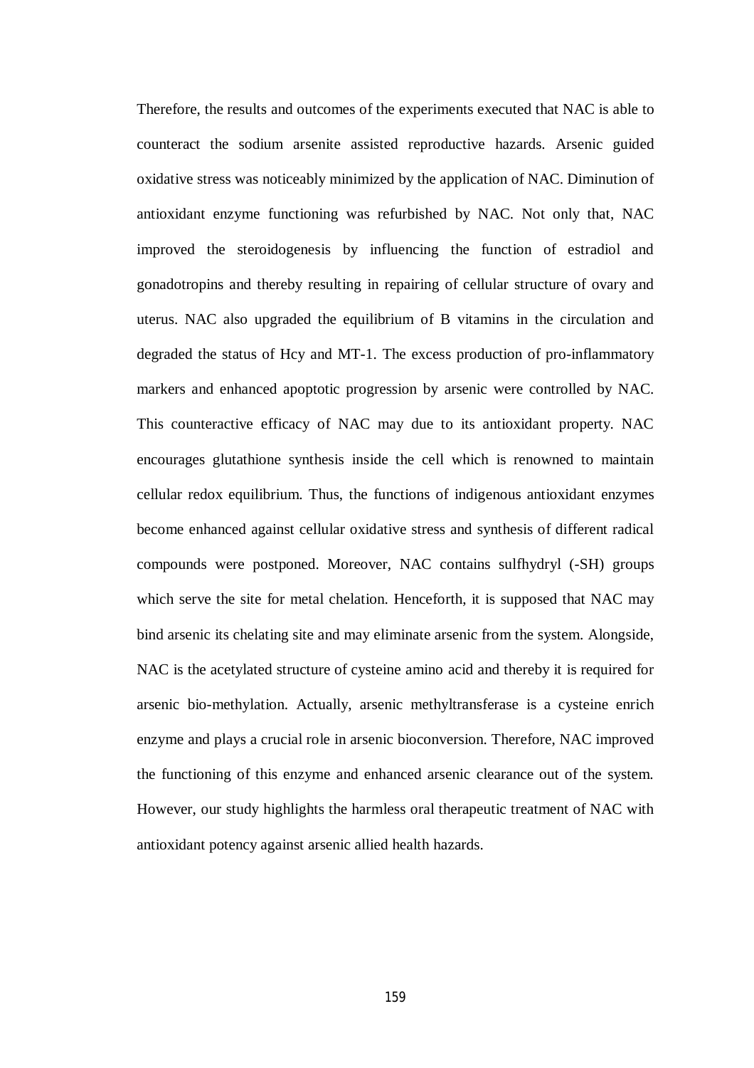Therefore, the results and outcomes of the experiments executed that NAC is able to counteract the sodium arsenite assisted reproductive hazards. Arsenic guided oxidative stress was noticeably minimized by the application of NAC. Diminution of antioxidant enzyme functioning was refurbished by NAC. Not only that, NAC improved the steroidogenesis by influencing the function of estradiol and gonadotropins and thereby resulting in repairing of cellular structure of ovary and uterus. NAC also upgraded the equilibrium of B vitamins in the circulation and degraded the status of Hcy and MT-1. The excess production of pro-inflammatory markers and enhanced apoptotic progression by arsenic were controlled by NAC. This counteractive efficacy of NAC may due to its antioxidant property. NAC encourages glutathione synthesis inside the cell which is renowned to maintain cellular redox equilibrium. Thus, the functions of indigenous antioxidant enzymes become enhanced against cellular oxidative stress and synthesis of different radical compounds were postponed. Moreover, NAC contains sulfhydryl (-SH) groups which serve the site for metal chelation. Henceforth, it is supposed that NAC may bind arsenic its chelating site and may eliminate arsenic from the system. Alongside, NAC is the acetylated structure of cysteine amino acid and thereby it is required for arsenic bio-methylation. Actually, arsenic methyltransferase is a cysteine enrich enzyme and plays a crucial role in arsenic bioconversion. Therefore, NAC improved the functioning of this enzyme and enhanced arsenic clearance out of the system. However, our study highlights the harmless oral therapeutic treatment of NAC with antioxidant potency against arsenic allied health hazards.